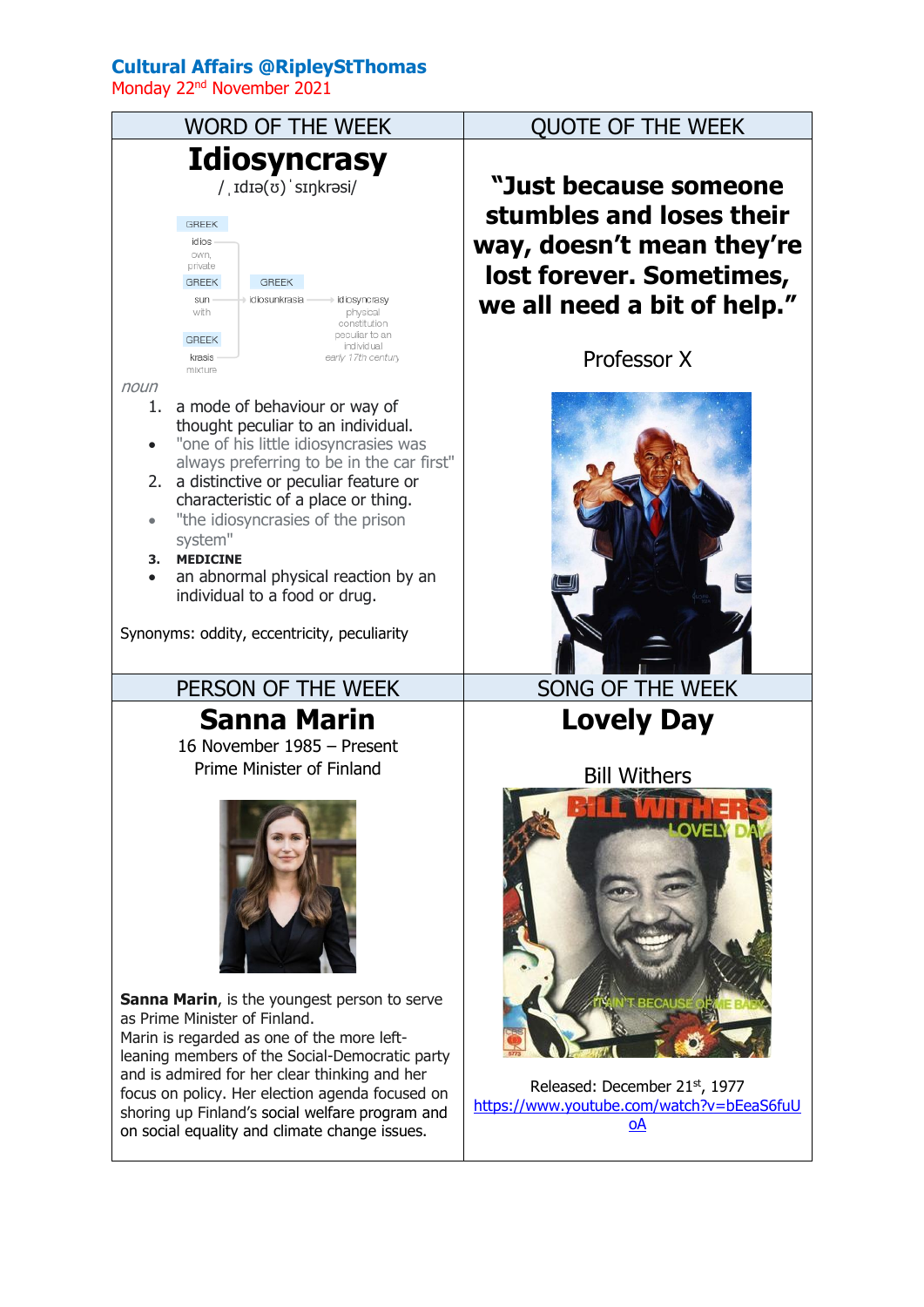**Cultural Affairs @RipleyStThomas**

Monday 22nd November 2021

## WORD OF THE WEEK

# Idiosyncrasy

/ˌɪdɪə(ʊ)ˈsɪŋkrəsi/

GREEK
idios — own, private
GREEK
sun — with
GREEK
krasis — mixture

GREEK
idiosunkrasia → idiosyncrasy — physical constitution peculiar to an individual, early 17th century

*noun*

1. a mode of behaviour or way of thought peculiar to an individual.
   - "one of his little idiosyncrasies was always preferring to be in the car first"
2. a distinctive or peculiar feature or characteristic of a place or thing.
   - "the idiosyncrasies of the prison system"
3. **MEDICINE**
   - an abnormal physical reaction by an individual to a food or drug.

Synonyms: oddity, eccentricity, peculiarity

## QUOTE OF THE WEEK

**"Just because someone stumbles and loses their way, doesn't mean they're lost forever. Sometimes, we all need a bit of help."**

Professor X

## PERSON OF THE WEEK

# Sanna Marin

16 November 1985 – Present

Prime Minister of Finland

**Sanna Marin**, is the youngest person to serve as Prime Minister of Finland.
Marin is regarded as one of the more left-leaning members of the Social-Democratic party and is admired for her clear thinking and her focus on policy. Her election agenda focused on shoring up Finland's social welfare program and on social equality and climate change issues.

## SONG OF THE WEEK

# Lovely Day

Bill Withers

Released: December 21st, 1977

https://www.youtube.com/watch?v=bEeaS6fuUoA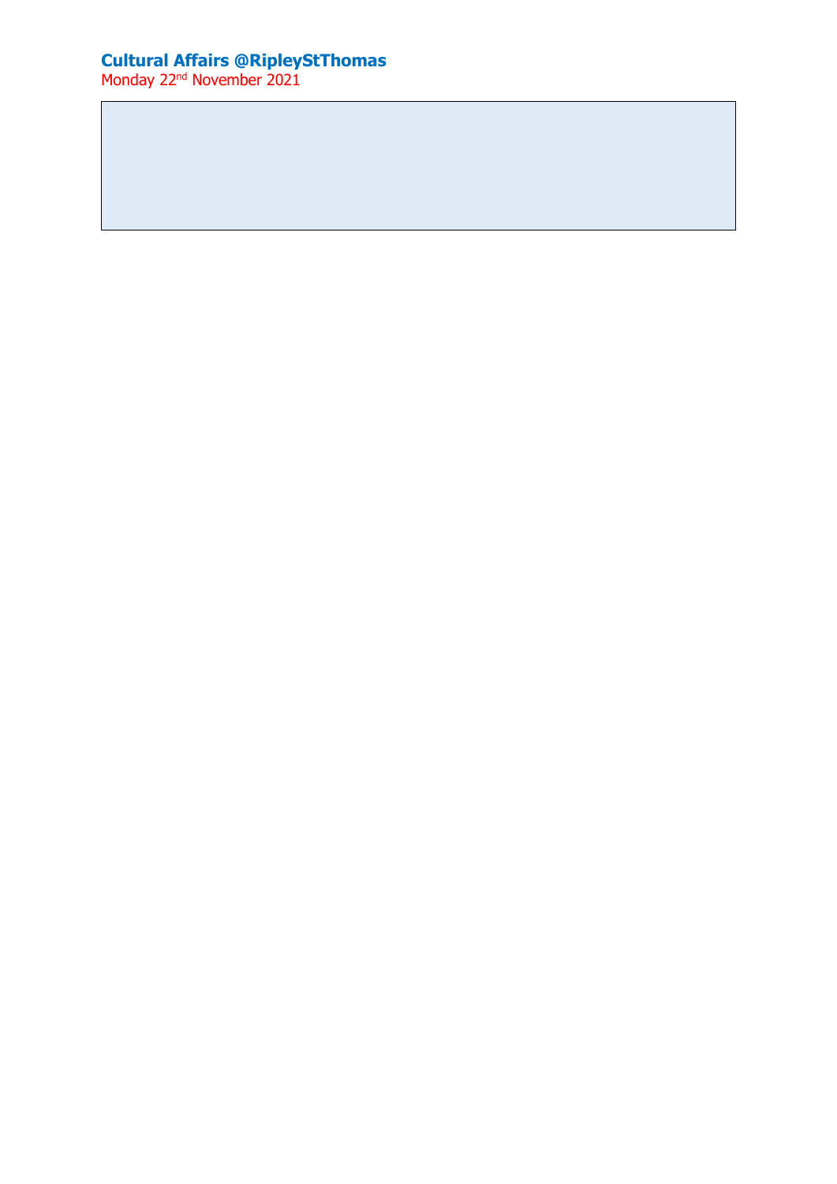**Cultural Affairs @RipleyStThomas**

Monday 22nd November 2021